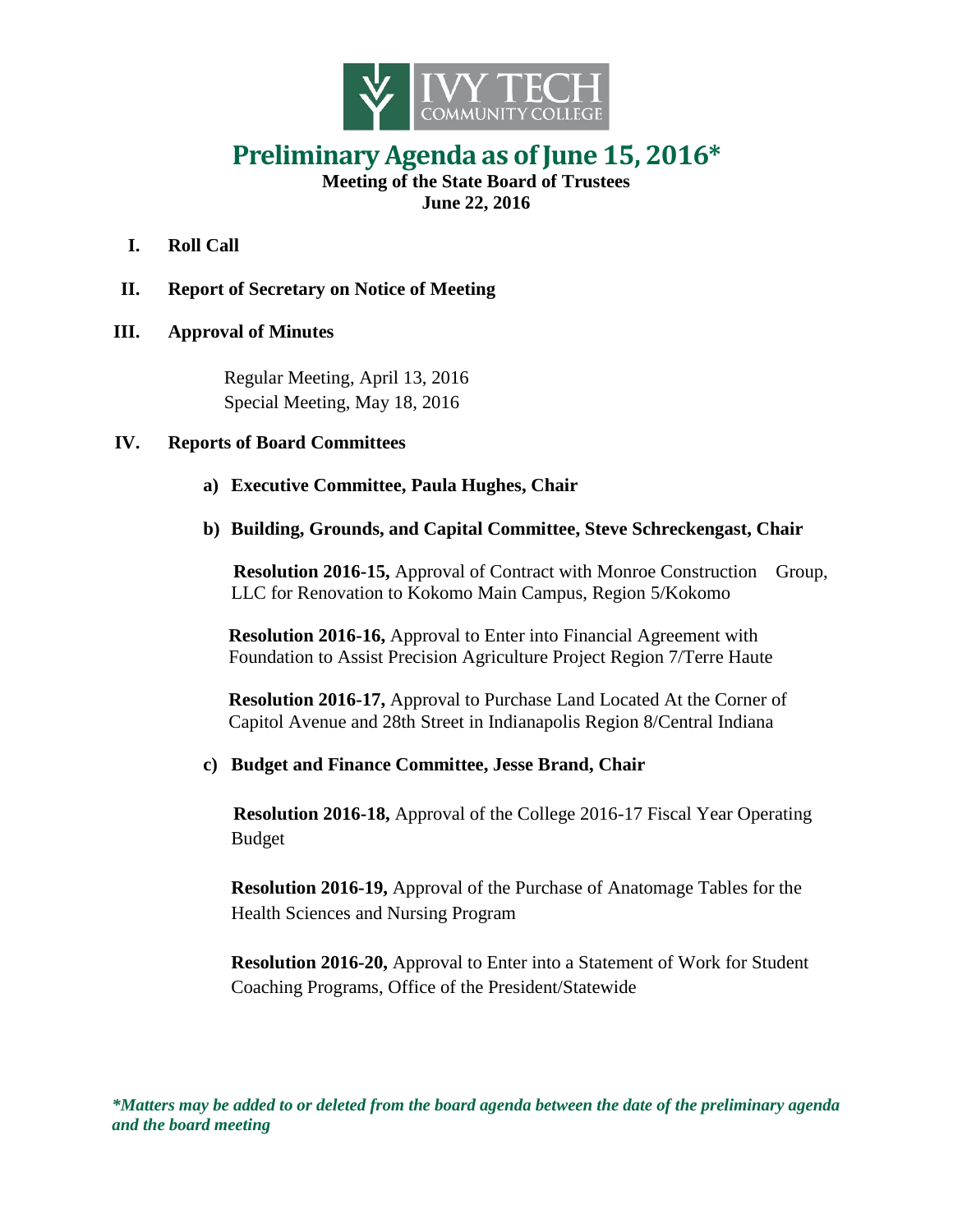# Preliminary Agenda as of June 15, 2016*

**Meeting of the State Board of Trustees**
**June 22, 2016**

**I. Roll Call**

**II. Report of Secretary on Notice of Meeting**

**III. Approval of Minutes**

Regular Meeting, April 13, 2016
Special Meeting, May 18, 2016

**IV. Reports of Board Committees**

**a) Executive Committee, Paula Hughes, Chair**

**b) Building, Grounds, and Capital Committee, Steve Schreckengast, Chair**

**Resolution 2016-15,** Approval of Contract with Monroe Construction Group, LLC for Renovation to Kokomo Main Campus, Region 5/Kokomo

**Resolution 2016-16,** Approval to Enter into Financial Agreement with Foundation to Assist Precision Agriculture Project Region 7/Terre Haute

**Resolution 2016-17,** Approval to Purchase Land Located At the Corner of Capitol Avenue and 28th Street in Indianapolis Region 8/Central Indiana

**c) Budget and Finance Committee, Jesse Brand, Chair**

**Resolution 2016-18,** Approval of the College 2016-17 Fiscal Year Operating Budget

**Resolution 2016-19,** Approval of the Purchase of Anatomage Tables for the Health Sciences and Nursing Program

**Resolution 2016-20,** Approval to Enter into a Statement of Work for Student Coaching Programs, Office of the President/Statewide

***Matters may be added to or deleted from the board agenda between the date of the preliminary agenda and the board meeting***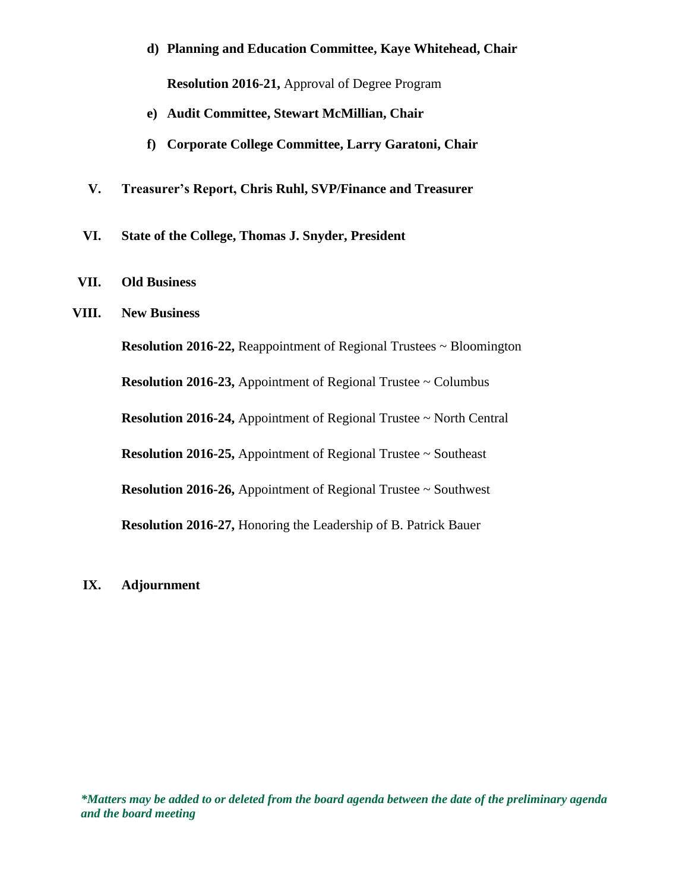**d) Planning and Education Committee, Kaye Whitehead, Chair**

**Resolution 2016-21,** Approval of Degree Program

**e) Audit Committee, Stewart McMillian, Chair**

**f) Corporate College Committee, Larry Garatoni, Chair**

**V. Treasurer's Report, Chris Ruhl, SVP/Finance and Treasurer**

**VI. State of the College, Thomas J. Snyder, President**

**VII. Old Business**

**VIII. New Business**

**Resolution 2016-22,** Reappointment of Regional Trustees ~ Bloomington

**Resolution 2016-23,** Appointment of Regional Trustee ~ Columbus

**Resolution 2016-24,** Appointment of Regional Trustee ~ North Central

**Resolution 2016-25,** Appointment of Regional Trustee ~ Southeast

**Resolution 2016-26,** Appointment of Regional Trustee ~ Southwest

**Resolution 2016-27,** Honoring the Leadership of B. Patrick Bauer

**IX. Adjournment**

***Matters may be added to or deleted from the board agenda between the date of the preliminary agenda and the board meeting***